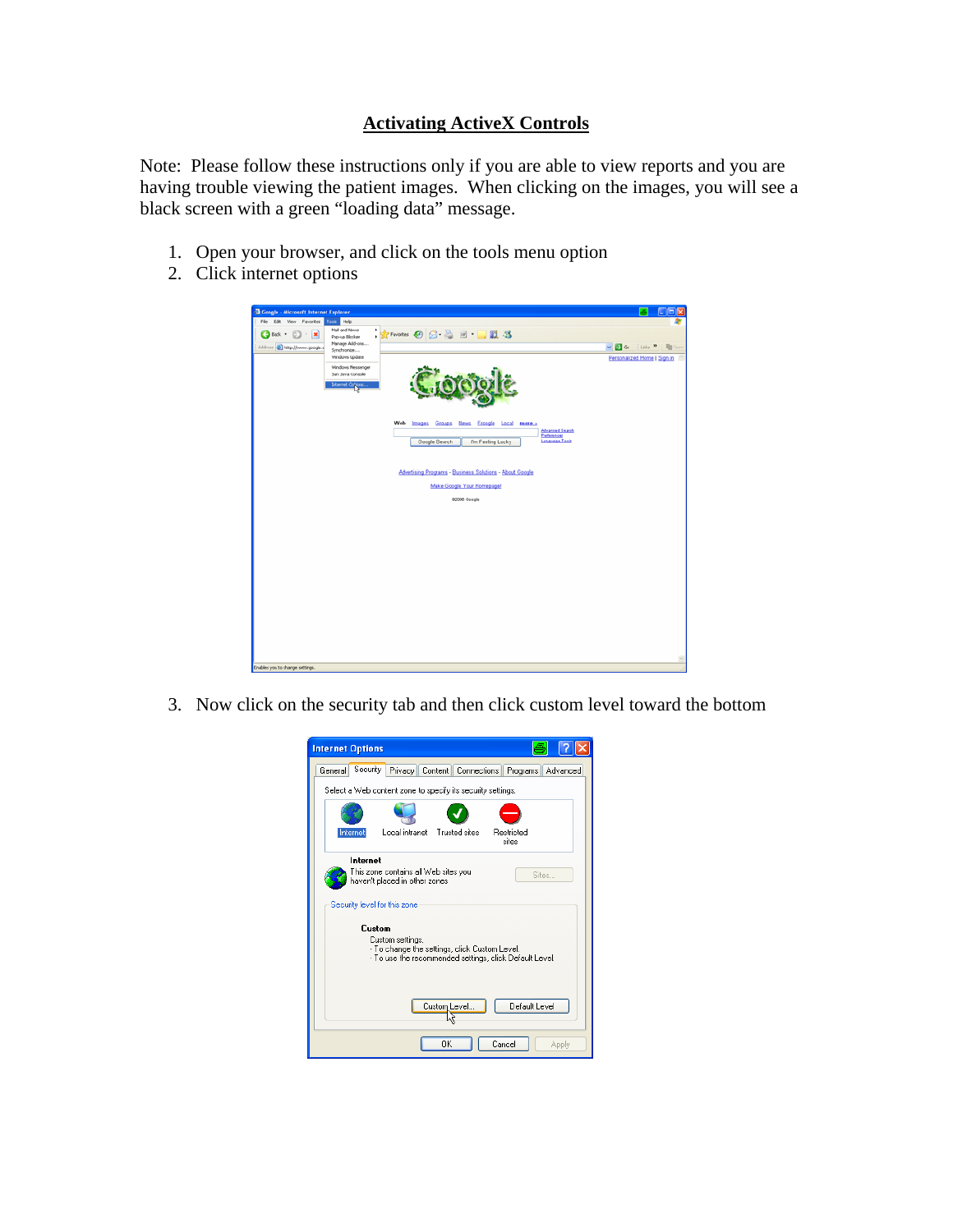# Activating ActiveX Controls

Note: Please follow these instructions only if you are able to view reports and you are having trouble viewing the patient images. When clicking on the images, you will see a black screen with a green "loading data" message.

1. Open your browser, and click on the tools menu option
2. Click internet options

3. Now click on the security tab and then click custom level toward the bottom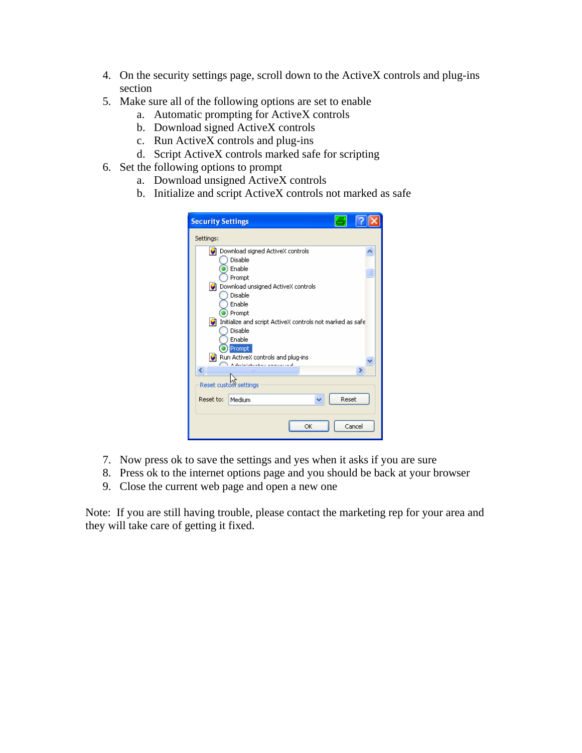4. On the security settings page, scroll down to the ActiveX controls and plug-ins section
5. Make sure all of the following options are set to enable
   a. Automatic prompting for ActiveX controls
   b. Download signed ActiveX controls
   c. Run ActiveX controls and plug-ins
   d. Script ActiveX controls marked safe for scripting
6. Set the following options to prompt
   a. Download unsigned ActiveX controls
   b. Initialize and script ActiveX controls not marked as safe

7. Now press ok to save the settings and yes when it asks if you are sure
8. Press ok to the internet options page and you should be back at your browser
9. Close the current web page and open a new one

Note: If you are still having trouble, please contact the marketing rep for your area and they will take care of getting it fixed.